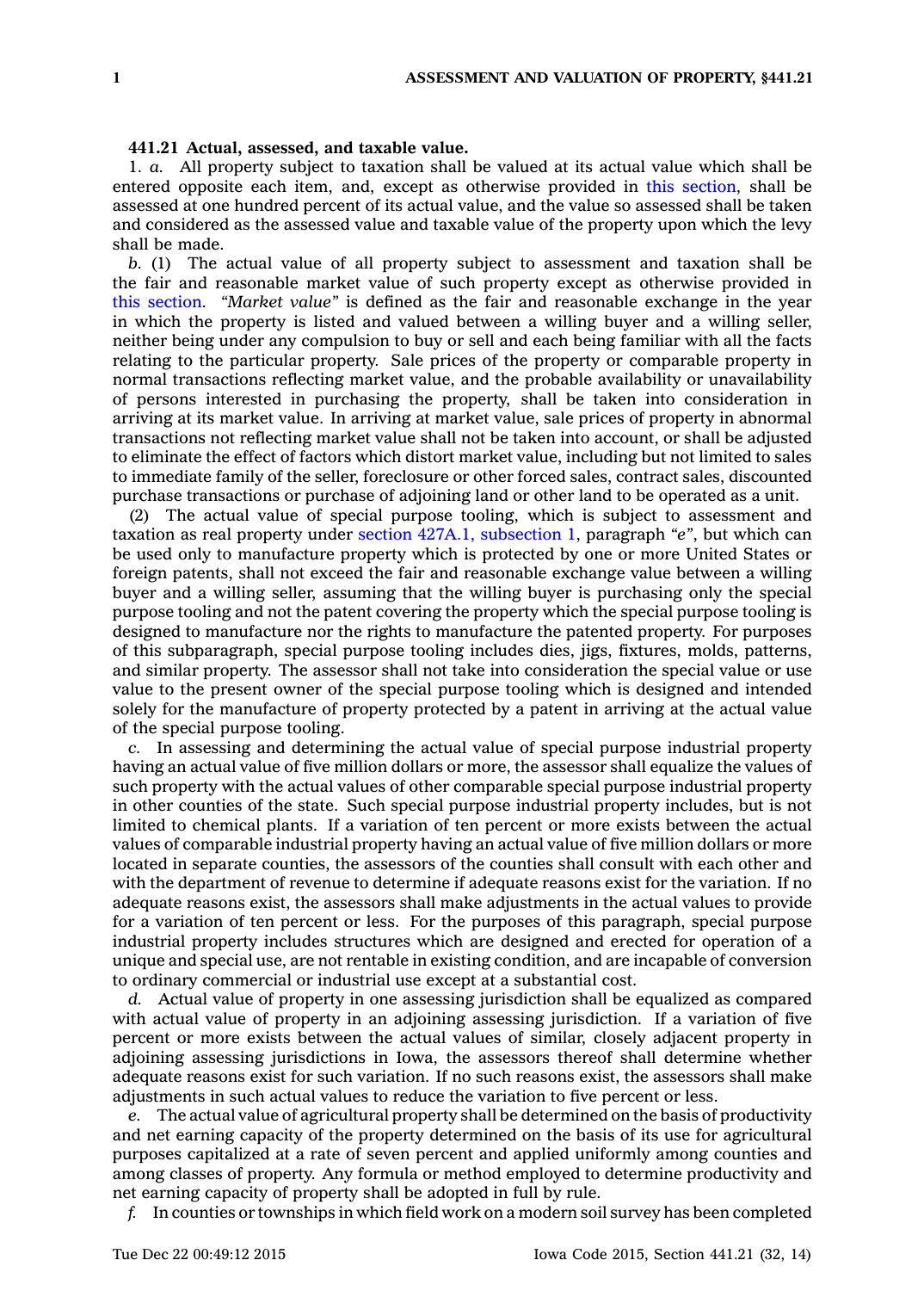**441.21 Actual, assessed, and taxable value.**

1. *a.* All property subject to taxation shall be valued at its actual value which shall be entered opposite each item, and, except as otherwise provided in this section, shall be assessed at one hundred percent of its actual value, and the value so assessed shall be taken and considered as the assessed value and taxable value of the property upon which the levy shall be made.

*b.* (1) The actual value of all property subject to assessment and taxation shall be the fair and reasonable market value of such property except as otherwise provided in this section. *"Market value"* is defined as the fair and reasonable exchange in the year in which the property is listed and valued between a willing buyer and a willing seller, neither being under any compulsion to buy or sell and each being familiar with all the facts relating to the particular property. Sale prices of the property or comparable property in normal transactions reflecting market value, and the probable availability or unavailability of persons interested in purchasing the property, shall be taken into consideration in arriving at its market value. In arriving at market value, sale prices of property in abnormal transactions not reflecting market value shall not be taken into account, or shall be adjusted to eliminate the effect of factors which distort market value, including but not limited to sales to immediate family of the seller, foreclosure or other forced sales, contract sales, discounted purchase transactions or purchase of adjoining land or other land to be operated as a unit.

(2) The actual value of special purpose tooling, which is subject to assessment and taxation as real property under section 427A.1, subsection 1, paragraph *"e"*, but which can be used only to manufacture property which is protected by one or more United States or foreign patents, shall not exceed the fair and reasonable exchange value between a willing buyer and a willing seller, assuming that the willing buyer is purchasing only the special purpose tooling and not the patent covering the property which the special purpose tooling is designed to manufacture nor the rights to manufacture the patented property. For purposes of this subparagraph, special purpose tooling includes dies, jigs, fixtures, molds, patterns, and similar property. The assessor shall not take into consideration the special value or use value to the present owner of the special purpose tooling which is designed and intended solely for the manufacture of property protected by a patent in arriving at the actual value of the special purpose tooling.

*c.* In assessing and determining the actual value of special purpose industrial property having an actual value of five million dollars or more, the assessor shall equalize the values of such property with the actual values of other comparable special purpose industrial property in other counties of the state. Such special purpose industrial property includes, but is not limited to chemical plants. If a variation of ten percent or more exists between the actual values of comparable industrial property having an actual value of five million dollars or more located in separate counties, the assessors of the counties shall consult with each other and with the department of revenue to determine if adequate reasons exist for the variation. If no adequate reasons exist, the assessors shall make adjustments in the actual values to provide for a variation of ten percent or less. For the purposes of this paragraph, special purpose industrial property includes structures which are designed and erected for operation of a unique and special use, are not rentable in existing condition, and are incapable of conversion to ordinary commercial or industrial use except at a substantial cost.

*d.* Actual value of property in one assessing jurisdiction shall be equalized as compared with actual value of property in an adjoining assessing jurisdiction. If a variation of five percent or more exists between the actual values of similar, closely adjacent property in adjoining assessing jurisdictions in Iowa, the assessors thereof shall determine whether adequate reasons exist for such variation. If no such reasons exist, the assessors shall make adjustments in such actual values to reduce the variation to five percent or less.

*e.* The actual value of agricultural property shall be determined on the basis of productivity and net earning capacity of the property determined on the basis of its use for agricultural purposes capitalized at a rate of seven percent and applied uniformly among counties and among classes of property. Any formula or method employed to determine productivity and net earning capacity of property shall be adopted in full by rule.

*f.* In counties or townships in which field work on a modern soil survey has been completed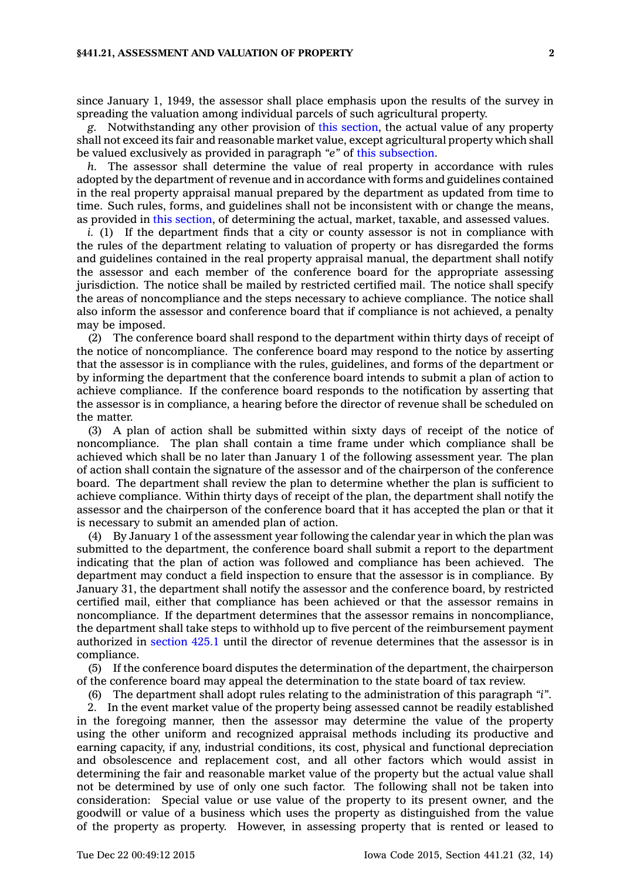since January 1, 1949, the assessor shall place emphasis upon the results of the survey in spreading the valuation among individual parcels of such agricultural property.

*g.* Notwithstanding any other provision of this section, the actual value of any property shall not exceed its fair and reasonable market value, except agricultural property which shall be valued exclusively as provided in paragraph *"e"* of this subsection.

*h.* The assessor shall determine the value of real property in accordance with rules adopted by the department of revenue and in accordance with forms and guidelines contained in the real property appraisal manual prepared by the department as updated from time to time. Such rules, forms, and guidelines shall not be inconsistent with or change the means, as provided in this section, of determining the actual, market, taxable, and assessed values.

*i.* (1) If the department finds that a city or county assessor is not in compliance with the rules of the department relating to valuation of property or has disregarded the forms and guidelines contained in the real property appraisal manual, the department shall notify the assessor and each member of the conference board for the appropriate assessing jurisdiction. The notice shall be mailed by restricted certified mail. The notice shall specify the areas of noncompliance and the steps necessary to achieve compliance. The notice shall also inform the assessor and conference board that if compliance is not achieved, a penalty may be imposed.

(2) The conference board shall respond to the department within thirty days of receipt of the notice of noncompliance. The conference board may respond to the notice by asserting that the assessor is in compliance with the rules, guidelines, and forms of the department or by informing the department that the conference board intends to submit a plan of action to achieve compliance. If the conference board responds to the notification by asserting that the assessor is in compliance, a hearing before the director of revenue shall be scheduled on the matter.

(3) A plan of action shall be submitted within sixty days of receipt of the notice of noncompliance. The plan shall contain a time frame under which compliance shall be achieved which shall be no later than January 1 of the following assessment year. The plan of action shall contain the signature of the assessor and of the chairperson of the conference board. The department shall review the plan to determine whether the plan is sufficient to achieve compliance. Within thirty days of receipt of the plan, the department shall notify the assessor and the chairperson of the conference board that it has accepted the plan or that it is necessary to submit an amended plan of action.

(4) By January 1 of the assessment year following the calendar year in which the plan was submitted to the department, the conference board shall submit a report to the department indicating that the plan of action was followed and compliance has been achieved. The department may conduct a field inspection to ensure that the assessor is in compliance. By January 31, the department shall notify the assessor and the conference board, by restricted certified mail, either that compliance has been achieved or that the assessor remains in noncompliance. If the department determines that the assessor remains in noncompliance, the department shall take steps to withhold up to five percent of the reimbursement payment authorized in section 425.1 until the director of revenue determines that the assessor is in compliance.

(5) If the conference board disputes the determination of the department, the chairperson of the conference board may appeal the determination to the state board of tax review.

(6) The department shall adopt rules relating to the administration of this paragraph *"i"*.

2. In the event market value of the property being assessed cannot be readily established in the foregoing manner, then the assessor may determine the value of the property using the other uniform and recognized appraisal methods including its productive and earning capacity, if any, industrial conditions, its cost, physical and functional depreciation and obsolescence and replacement cost, and all other factors which would assist in determining the fair and reasonable market value of the property but the actual value shall not be determined by use of only one such factor. The following shall not be taken into consideration: Special value or use value of the property to its present owner, and the goodwill or value of a business which uses the property as distinguished from the value of the property as property. However, in assessing property that is rented or leased to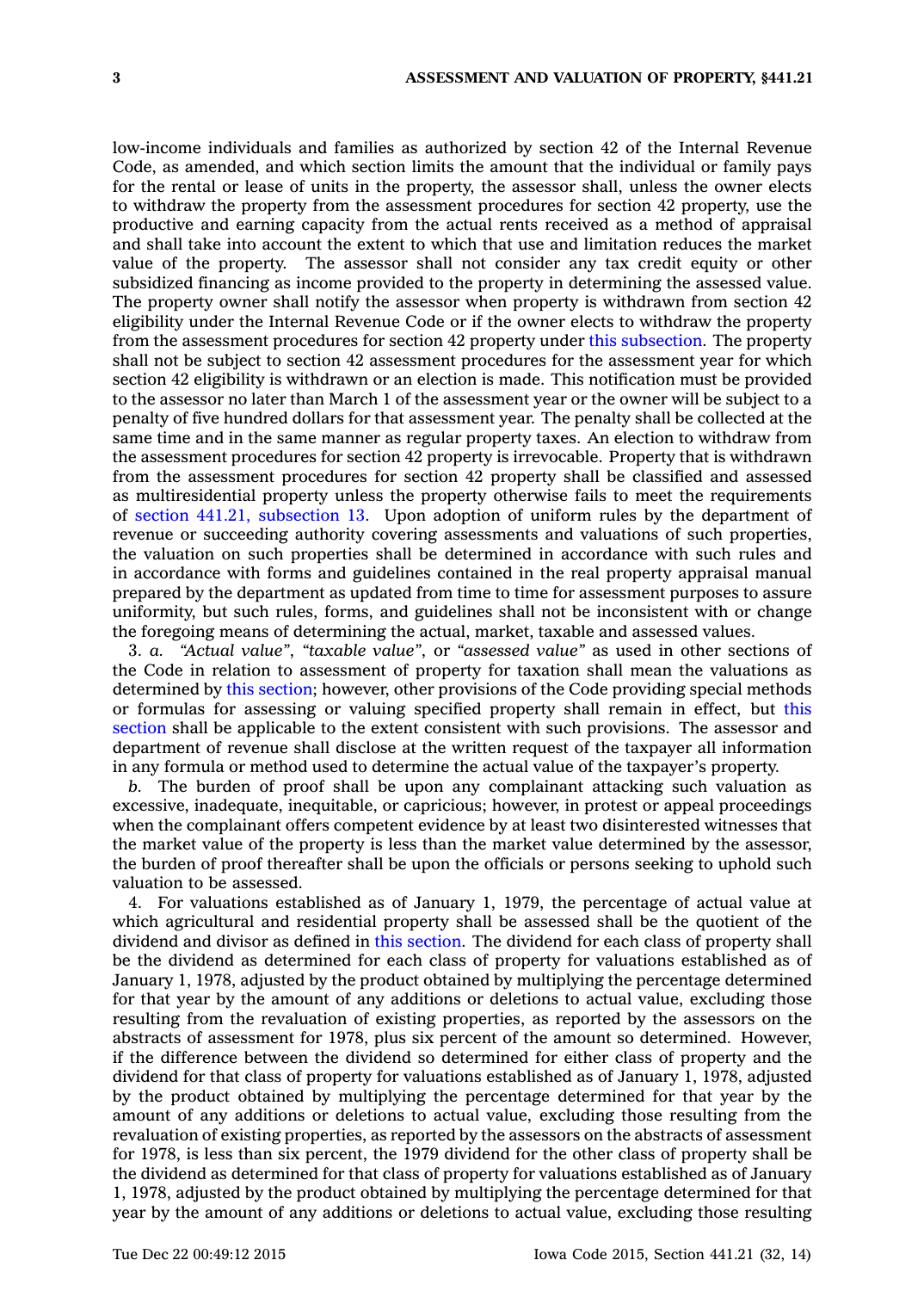low-income individuals and families as authorized by section 42 of the Internal Revenue Code, as amended, and which section limits the amount that the individual or family pays for the rental or lease of units in the property, the assessor shall, unless the owner elects to withdraw the property from the assessment procedures for section 42 property, use the productive and earning capacity from the actual rents received as a method of appraisal and shall take into account the extent to which that use and limitation reduces the market value of the property. The assessor shall not consider any tax credit equity or other subsidized financing as income provided to the property in determining the assessed value. The property owner shall notify the assessor when property is withdrawn from section 42 eligibility under the Internal Revenue Code or if the owner elects to withdraw the property from the assessment procedures for section 42 property under this subsection. The property shall not be subject to section 42 assessment procedures for the assessment year for which section 42 eligibility is withdrawn or an election is made. This notification must be provided to the assessor no later than March 1 of the assessment year or the owner will be subject to a penalty of five hundred dollars for that assessment year. The penalty shall be collected at the same time and in the same manner as regular property taxes. An election to withdraw from the assessment procedures for section 42 property is irrevocable. Property that is withdrawn from the assessment procedures for section 42 property shall be classified and assessed as multiresidential property unless the property otherwise fails to meet the requirements of section 441.21, subsection 13. Upon adoption of uniform rules by the department of revenue or succeeding authority covering assessments and valuations of such properties, the valuation on such properties shall be determined in accordance with such rules and in accordance with forms and guidelines contained in the real property appraisal manual prepared by the department as updated from time to time for assessment purposes to assure uniformity, but such rules, forms, and guidelines shall not be inconsistent with or change the foregoing means of determining the actual, market, taxable and assessed values.

3. *a.* *"Actual value"*, *"taxable value"*, or *"assessed value"* as used in other sections of the Code in relation to assessment of property for taxation shall mean the valuations as determined by this section; however, other provisions of the Code providing special methods or formulas for assessing or valuing specified property shall remain in effect, but this section shall be applicable to the extent consistent with such provisions. The assessor and department of revenue shall disclose at the written request of the taxpayer all information in any formula or method used to determine the actual value of the taxpayer's property.

*b.* The burden of proof shall be upon any complainant attacking such valuation as excessive, inadequate, inequitable, or capricious; however, in protest or appeal proceedings when the complainant offers competent evidence by at least two disinterested witnesses that the market value of the property is less than the market value determined by the assessor, the burden of proof thereafter shall be upon the officials or persons seeking to uphold such valuation to be assessed.

4. For valuations established as of January 1, 1979, the percentage of actual value at which agricultural and residential property shall be assessed shall be the quotient of the dividend and divisor as defined in this section. The dividend for each class of property shall be the dividend as determined for each class of property for valuations established as of January 1, 1978, adjusted by the product obtained by multiplying the percentage determined for that year by the amount of any additions or deletions to actual value, excluding those resulting from the revaluation of existing properties, as reported by the assessors on the abstracts of assessment for 1978, plus six percent of the amount so determined. However, if the difference between the dividend so determined for either class of property and the dividend for that class of property for valuations established as of January 1, 1978, adjusted by the product obtained by multiplying the percentage determined for that year by the amount of any additions or deletions to actual value, excluding those resulting from the revaluation of existing properties, as reported by the assessors on the abstracts of assessment for 1978, is less than six percent, the 1979 dividend for the other class of property shall be the dividend as determined for that class of property for valuations established as of January 1, 1978, adjusted by the product obtained by multiplying the percentage determined for that year by the amount of any additions or deletions to actual value, excluding those resulting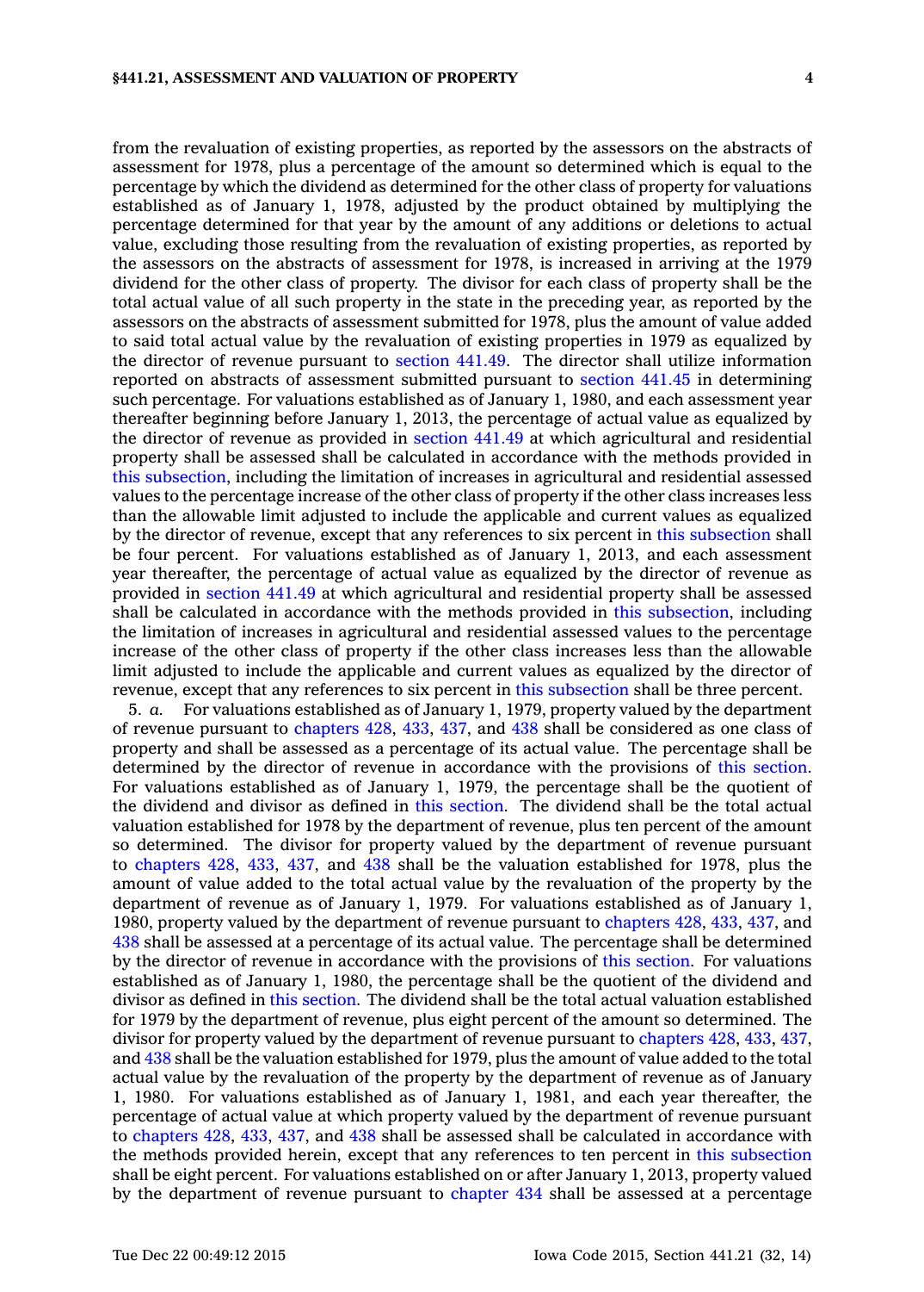from the revaluation of existing properties, as reported by the assessors on the abstracts of assessment for 1978, plus a percentage of the amount so determined which is equal to the percentage by which the dividend as determined for the other class of property for valuations established as of January 1, 1978, adjusted by the product obtained by multiplying the percentage determined for that year by the amount of any additions or deletions to actual value, excluding those resulting from the revaluation of existing properties, as reported by the assessors on the abstracts of assessment for 1978, is increased in arriving at the 1979 dividend for the other class of property. The divisor for each class of property shall be the total actual value of all such property in the state in the preceding year, as reported by the assessors on the abstracts of assessment submitted for 1978, plus the amount of value added to said total actual value by the revaluation of existing properties in 1979 as equalized by the director of revenue pursuant to section 441.49. The director shall utilize information reported on abstracts of assessment submitted pursuant to section 441.45 in determining such percentage. For valuations established as of January 1, 1980, and each assessment year thereafter beginning before January 1, 2013, the percentage of actual value as equalized by the director of revenue as provided in section 441.49 at which agricultural and residential property shall be assessed shall be calculated in accordance with the methods provided in this subsection, including the limitation of increases in agricultural and residential assessed values to the percentage increase of the other class of property if the other class increases less than the allowable limit adjusted to include the applicable and current values as equalized by the director of revenue, except that any references to six percent in this subsection shall be four percent. For valuations established as of January 1, 2013, and each assessment year thereafter, the percentage of actual value as equalized by the director of revenue as provided in section 441.49 at which agricultural and residential property shall be assessed shall be calculated in accordance with the methods provided in this subsection, including the limitation of increases in agricultural and residential assessed values to the percentage increase of the other class of property if the other class increases less than the allowable limit adjusted to include the applicable and current values as equalized by the director of revenue, except that any references to six percent in this subsection shall be three percent.

5. *a.* For valuations established as of January 1, 1979, property valued by the department of revenue pursuant to chapters 428, 433, 437, and 438 shall be considered as one class of property and shall be assessed as a percentage of its actual value. The percentage shall be determined by the director of revenue in accordance with the provisions of this section. For valuations established as of January 1, 1979, the percentage shall be the quotient of the dividend and divisor as defined in this section. The dividend shall be the total actual valuation established for 1978 by the department of revenue, plus ten percent of the amount so determined. The divisor for property valued by the department of revenue pursuant to chapters 428, 433, 437, and 438 shall be the valuation established for 1978, plus the amount of value added to the total actual value by the revaluation of the property by the department of revenue as of January 1, 1979. For valuations established as of January 1, 1980, property valued by the department of revenue pursuant to chapters 428, 433, 437, and 438 shall be assessed at a percentage of its actual value. The percentage shall be determined by the director of revenue in accordance with the provisions of this section. For valuations established as of January 1, 1980, the percentage shall be the quotient of the dividend and divisor as defined in this section. The dividend shall be the total actual valuation established for 1979 by the department of revenue, plus eight percent of the amount so determined. The divisor for property valued by the department of revenue pursuant to chapters 428, 433, 437, and 438 shall be the valuation established for 1979, plus the amount of value added to the total actual value by the revaluation of the property by the department of revenue as of January 1, 1980. For valuations established as of January 1, 1981, and each year thereafter, the percentage of actual value at which property valued by the department of revenue pursuant to chapters 428, 433, 437, and 438 shall be assessed shall be calculated in accordance with the methods provided herein, except that any references to ten percent in this subsection shall be eight percent. For valuations established on or after January 1, 2013, property valued by the department of revenue pursuant to chapter 434 shall be assessed at a percentage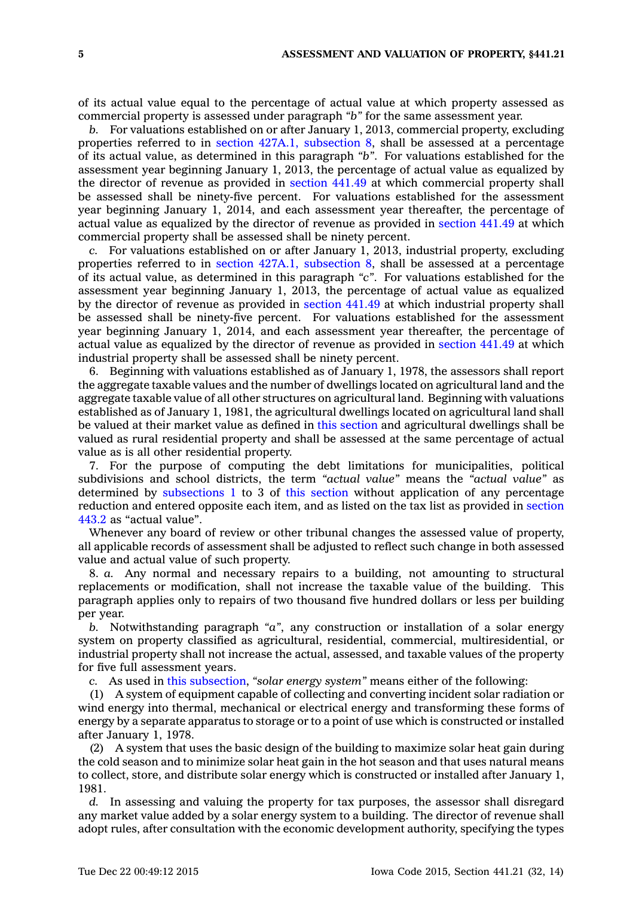of its actual value equal to the percentage of actual value at which property assessed as commercial property is assessed under paragraph *"b"* for the same assessment year.

*b.* For valuations established on or after January 1, 2013, commercial property, excluding properties referred to in section 427A.1, subsection 8, shall be assessed at a percentage of its actual value, as determined in this paragraph *"b"*. For valuations established for the assessment year beginning January 1, 2013, the percentage of actual value as equalized by the director of revenue as provided in section 441.49 at which commercial property shall be assessed shall be ninety-five percent. For valuations established for the assessment year beginning January 1, 2014, and each assessment year thereafter, the percentage of actual value as equalized by the director of revenue as provided in section 441.49 at which commercial property shall be assessed shall be ninety percent.

*c.* For valuations established on or after January 1, 2013, industrial property, excluding properties referred to in section 427A.1, subsection 8, shall be assessed at a percentage of its actual value, as determined in this paragraph *"c"*. For valuations established for the assessment year beginning January 1, 2013, the percentage of actual value as equalized by the director of revenue as provided in section 441.49 at which industrial property shall be assessed shall be ninety-five percent. For valuations established for the assessment year beginning January 1, 2014, and each assessment year thereafter, the percentage of actual value as equalized by the director of revenue as provided in section 441.49 at which industrial property shall be assessed shall be ninety percent.

6. Beginning with valuations established as of January 1, 1978, the assessors shall report the aggregate taxable values and the number of dwellings located on agricultural land and the aggregate taxable value of all other structures on agricultural land. Beginning with valuations established as of January 1, 1981, the agricultural dwellings located on agricultural land shall be valued at their market value as defined in this section and agricultural dwellings shall be valued as rural residential property and shall be assessed at the same percentage of actual value as is all other residential property.

7. For the purpose of computing the debt limitations for municipalities, political subdivisions and school districts, the term *"actual value"* means the *"actual value"* as determined by subsections 1 to 3 of this section without application of any percentage reduction and entered opposite each item, and as listed on the tax list as provided in section 443.2 as "actual value".

Whenever any board of review or other tribunal changes the assessed value of property, all applicable records of assessment shall be adjusted to reflect such change in both assessed value and actual value of such property.

8. *a.* Any normal and necessary repairs to a building, not amounting to structural replacements or modification, shall not increase the taxable value of the building. This paragraph applies only to repairs of two thousand five hundred dollars or less per building per year.

*b.* Notwithstanding paragraph *"a"*, any construction or installation of a solar energy system on property classified as agricultural, residential, commercial, multiresidential, or industrial property shall not increase the actual, assessed, and taxable values of the property for five full assessment years.

*c.* As used in this subsection, *"solar energy system"* means either of the following:

(1) A system of equipment capable of collecting and converting incident solar radiation or wind energy into thermal, mechanical or electrical energy and transforming these forms of energy by a separate apparatus to storage or to a point of use which is constructed or installed after January 1, 1978.

(2) A system that uses the basic design of the building to maximize solar heat gain during the cold season and to minimize solar heat gain in the hot season and that uses natural means to collect, store, and distribute solar energy which is constructed or installed after January 1, 1981.

*d.* In assessing and valuing the property for tax purposes, the assessor shall disregard any market value added by a solar energy system to a building. The director of revenue shall adopt rules, after consultation with the economic development authority, specifying the types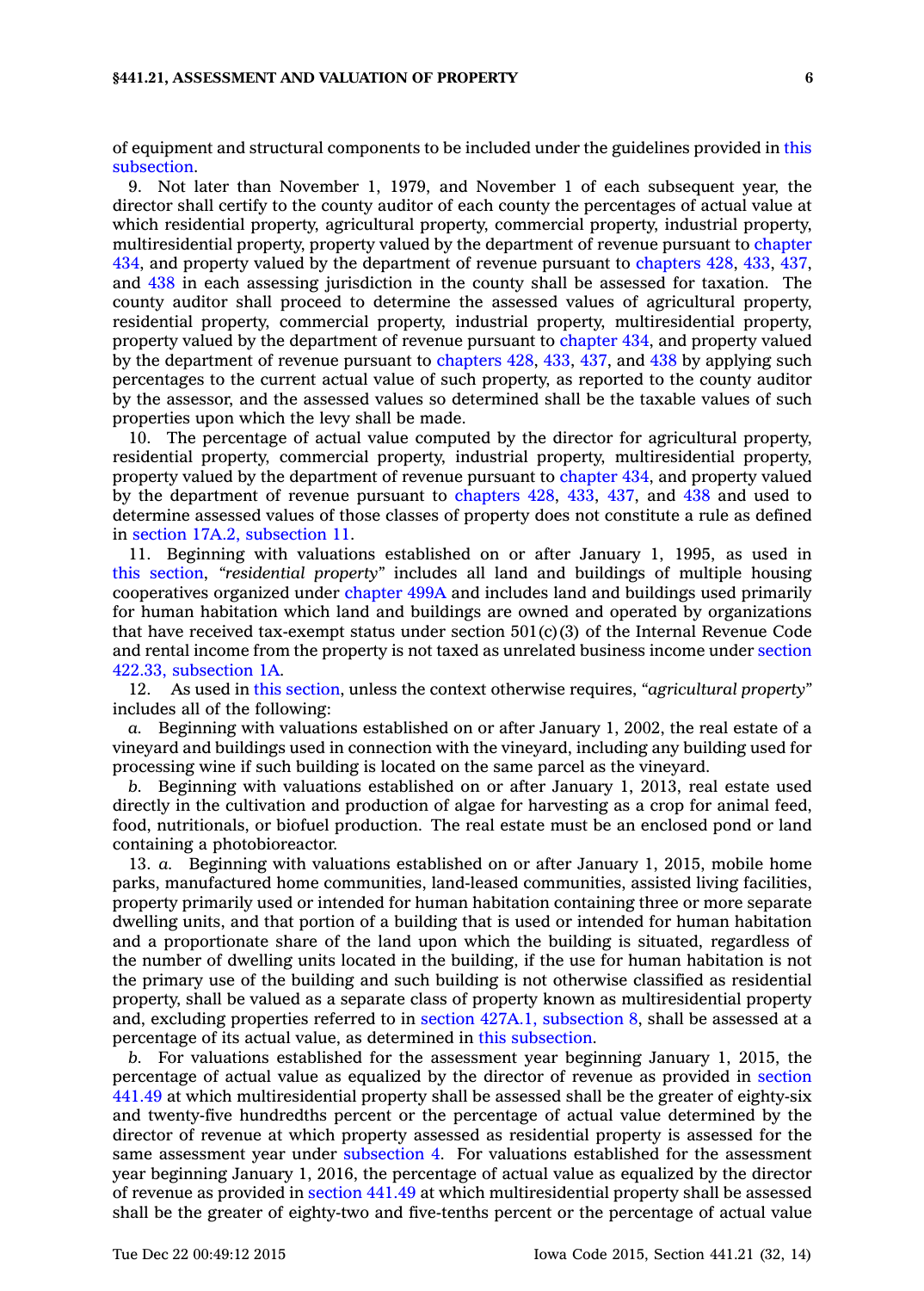of equipment and structural components to be included under the guidelines provided in this subsection.

9. Not later than November 1, 1979, and November 1 of each subsequent year, the director shall certify to the county auditor of each county the percentages of actual value at which residential property, agricultural property, commercial property, industrial property, multiresidential property, property valued by the department of revenue pursuant to chapter 434, and property valued by the department of revenue pursuant to chapters 428, 433, 437, and 438 in each assessing jurisdiction in the county shall be assessed for taxation. The county auditor shall proceed to determine the assessed values of agricultural property, residential property, commercial property, industrial property, multiresidential property, property valued by the department of revenue pursuant to chapter 434, and property valued by the department of revenue pursuant to chapters 428, 433, 437, and 438 by applying such percentages to the current actual value of such property, as reported to the county auditor by the assessor, and the assessed values so determined shall be the taxable values of such properties upon which the levy shall be made.

10. The percentage of actual value computed by the director for agricultural property, residential property, commercial property, industrial property, multiresidential property, property valued by the department of revenue pursuant to chapter 434, and property valued by the department of revenue pursuant to chapters 428, 433, 437, and 438 and used to determine assessed values of those classes of property does not constitute a rule as defined in section 17A.2, subsection 11.

11. Beginning with valuations established on or after January 1, 1995, as used in this section, *"residential property"* includes all land and buildings of multiple housing cooperatives organized under chapter 499A and includes land and buildings used primarily for human habitation which land and buildings are owned and operated by organizations that have received tax-exempt status under section 501(c)(3) of the Internal Revenue Code and rental income from the property is not taxed as unrelated business income under section 422.33, subsection 1A.

12. As used in this section, unless the context otherwise requires, *"agricultural property"* includes all of the following:

*a.* Beginning with valuations established on or after January 1, 2002, the real estate of a vineyard and buildings used in connection with the vineyard, including any building used for processing wine if such building is located on the same parcel as the vineyard.

*b.* Beginning with valuations established on or after January 1, 2013, real estate used directly in the cultivation and production of algae for harvesting as a crop for animal feed, food, nutritionals, or biofuel production. The real estate must be an enclosed pond or land containing a photobioreactor.

13. *a.* Beginning with valuations established on or after January 1, 2015, mobile home parks, manufactured home communities, land-leased communities, assisted living facilities, property primarily used or intended for human habitation containing three or more separate dwelling units, and that portion of a building that is used or intended for human habitation and a proportionate share of the land upon which the building is situated, regardless of the number of dwelling units located in the building, if the use for human habitation is not the primary use of the building and such building is not otherwise classified as residential property, shall be valued as a separate class of property known as multiresidential property and, excluding properties referred to in section 427A.1, subsection 8, shall be assessed at a percentage of its actual value, as determined in this subsection.

*b.* For valuations established for the assessment year beginning January 1, 2015, the percentage of actual value as equalized by the director of revenue as provided in section 441.49 at which multiresidential property shall be assessed shall be the greater of eighty-six and twenty-five hundredths percent or the percentage of actual value determined by the director of revenue at which property assessed as residential property is assessed for the same assessment year under subsection 4. For valuations established for the assessment year beginning January 1, 2016, the percentage of actual value as equalized by the director of revenue as provided in section 441.49 at which multiresidential property shall be assessed shall be the greater of eighty-two and five-tenths percent or the percentage of actual value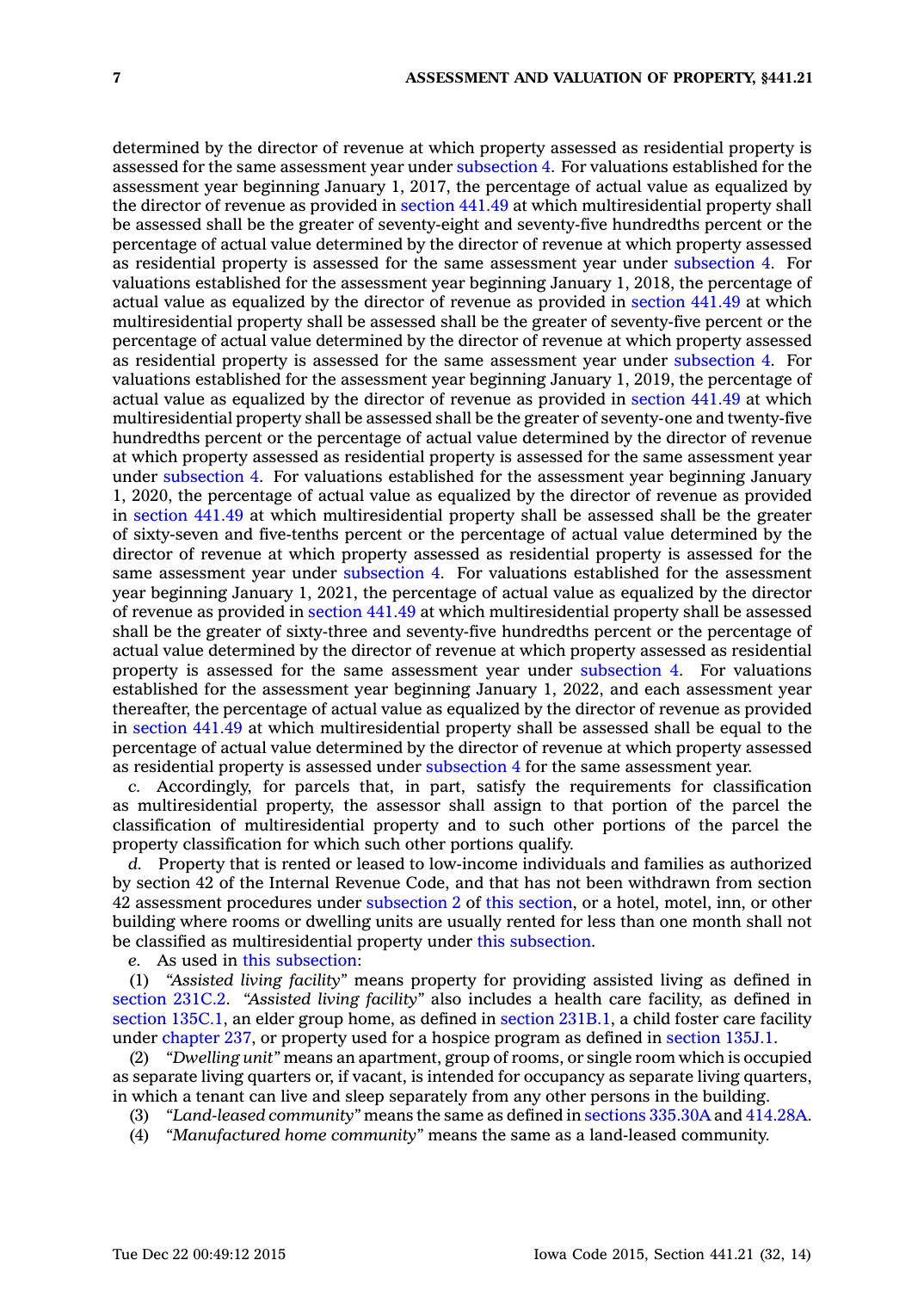determined by the director of revenue at which property assessed as residential property is assessed for the same assessment year under subsection 4. For valuations established for the assessment year beginning January 1, 2017, the percentage of actual value as equalized by the director of revenue as provided in section 441.49 at which multiresidential property shall be assessed shall be the greater of seventy-eight and seventy-five hundredths percent or the percentage of actual value determined by the director of revenue at which property assessed as residential property is assessed for the same assessment year under subsection 4. For valuations established for the assessment year beginning January 1, 2018, the percentage of actual value as equalized by the director of revenue as provided in section 441.49 at which multiresidential property shall be assessed shall be the greater of seventy-five percent or the percentage of actual value determined by the director of revenue at which property assessed as residential property is assessed for the same assessment year under subsection 4. For valuations established for the assessment year beginning January 1, 2019, the percentage of actual value as equalized by the director of revenue as provided in section 441.49 at which multiresidential property shall be assessed shall be the greater of seventy-one and twenty-five hundredths percent or the percentage of actual value determined by the director of revenue at which property assessed as residential property is assessed for the same assessment year under subsection 4. For valuations established for the assessment year beginning January 1, 2020, the percentage of actual value as equalized by the director of revenue as provided in section 441.49 at which multiresidential property shall be assessed shall be the greater of sixty-seven and five-tenths percent or the percentage of actual value determined by the director of revenue at which property assessed as residential property is assessed for the same assessment year under subsection 4. For valuations established for the assessment year beginning January 1, 2021, the percentage of actual value as equalized by the director of revenue as provided in section 441.49 at which multiresidential property shall be assessed shall be the greater of sixty-three and seventy-five hundredths percent or the percentage of actual value determined by the director of revenue at which property assessed as residential property is assessed for the same assessment year under subsection 4. For valuations established for the assessment year beginning January 1, 2022, and each assessment year thereafter, the percentage of actual value as equalized by the director of revenue as provided in section 441.49 at which multiresidential property shall be assessed shall be equal to the percentage of actual value determined by the director of revenue at which property assessed as residential property is assessed under subsection 4 for the same assessment year.

*c.* Accordingly, for parcels that, in part, satisfy the requirements for classification as multiresidential property, the assessor shall assign to that portion of the parcel the classification of multiresidential property and to such other portions of the parcel the property classification for which such other portions qualify.

*d.* Property that is rented or leased to low-income individuals and families as authorized by section 42 of the Internal Revenue Code, and that has not been withdrawn from section 42 assessment procedures under subsection 2 of this section, or a hotel, motel, inn, or other building where rooms or dwelling units are usually rented for less than one month shall not be classified as multiresidential property under this subsection.

*e.* As used in this subsection:

(1) *"Assisted living facility"* means property for providing assisted living as defined in section 231C.2. *"Assisted living facility"* also includes a health care facility, as defined in section 135C.1, an elder group home, as defined in section 231B.1, a child foster care facility under chapter 237, or property used for a hospice program as defined in section 135J.1.

(2) *"Dwelling unit"* means an apartment, group of rooms, or single room which is occupied as separate living quarters or, if vacant, is intended for occupancy as separate living quarters, in which a tenant can live and sleep separately from any other persons in the building.

(3) *"Land-leased community"* means the same as defined in sections 335.30A and 414.28A.

(4) *"Manufactured home community"* means the same as a land-leased community.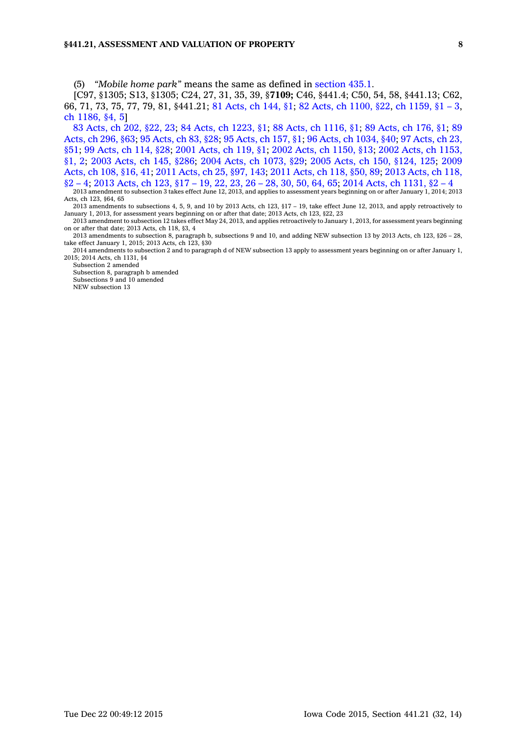(5) *"Mobile home park"* means the same as defined in section 435.1.

[C97, §1305; S13, §1305; C24, 27, 31, 35, 39, §**7109;** C46, §441.4; C50, 54, 58, §441.13; C62, 66, 71, 73, 75, 77, 79, 81, §441.21; 81 Acts, ch 144, §1; 82 Acts, ch 1100, §22, ch 1159, §1 – 3, ch 1186, §4, 5]

83 Acts, ch 202, §22, 23; 84 Acts, ch 1223, §1; 88 Acts, ch 1116, §1; 89 Acts, ch 176, §1; 89 Acts, ch 296, §63; 95 Acts, ch 83, §28; 95 Acts, ch 157, §1; 96 Acts, ch 1034, §40; 97 Acts, ch 23, §51; 99 Acts, ch 114, §28; 2001 Acts, ch 119, §1; 2002 Acts, ch 1150, §13; 2002 Acts, ch 1153, §1, 2; 2003 Acts, ch 145, §286; 2004 Acts, ch 1073, §29; 2005 Acts, ch 150, §124, 125; 2009 Acts, ch 108, §16, 41; 2011 Acts, ch 25, §97, 143; 2011 Acts, ch 118, §50, 89; 2013 Acts, ch 118, §2 – 4; 2013 Acts, ch 123, §17 – 19, 22, 23, 26 – 28, 30, 50, 64, 65; 2014 Acts, ch 1131, §2 – 4

2013 amendment to subsection 3 takes effect June 12, 2013, and applies to assessment years beginning on or after January 1, 2014; 2013 Acts, ch 123, §64, 65

2013 amendments to subsections 4, 5, 9, and 10 by 2013 Acts, ch 123, §17 – 19, take effect June 12, 2013, and apply retroactively to January 1, 2013, for assessment years beginning on or after that date; 2013 Acts, ch 123, §22, 23

2013 amendment to subsection 12 takes effect May 24, 2013, and applies retroactively to January 1, 2013, for assessment years beginning on or after that date; 2013 Acts, ch 118, §3, 4

2013 amendments to subsection 8, paragraph b, subsections 9 and 10, and adding NEW subsection 13 by 2013 Acts, ch 123, §26 – 28, take effect January 1, 2015; 2013 Acts, ch 123, §30

2014 amendments to subsection 2 and to paragraph d of NEW subsection 13 apply to assessment years beginning on or after January 1, 2015; 2014 Acts, ch 1131, §4

Subsection 2 amended

Subsection 8, paragraph b amended

Subsections 9 and 10 amended

NEW subsection 13